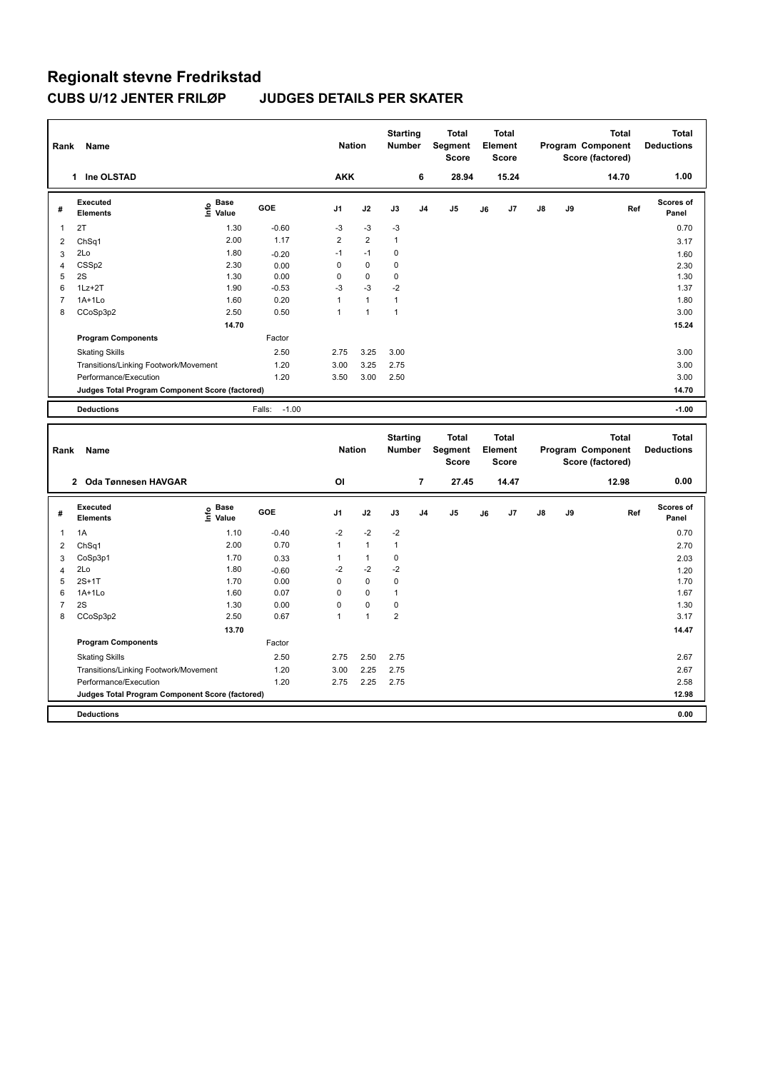# Regionalt stevne Fredrikstad

## CUBS U/12 JENTER FRILØP JUDGES DETAILS PER SKATER

| Rank | Name | Nation | Starting Number | Total Segment Score | Total Element Score | Total Program Component Score (factored) | Total Deductions |
|---|---|---|---|---|---|---|---|
| 1 | Ine OLSTAD | AKK | 6 | 28.94 | 15.24 | 14.70 | 1.00 |

| # | Executed Elements | Info | Base Value | GOE | J1 | J2 | J3 | J4 | J5 | J6 | J7 | J8 | J9 | Ref | Scores of Panel |
|---|---|---|---|---|---|---|---|---|---|---|---|---|---|---|---|
| 1 | 2T | | 1.30 | -0.60 | -3 | -3 | -3 | | | | | | | | 0.70 |
| 2 | ChSq1 | | 2.00 | 1.17 | 2 | 2 | 1 | | | | | | | | 3.17 |
| 3 | 2Lo | | 1.80 | -0.20 | -1 | -1 | 0 | | | | | | | | 1.60 |
| 4 | CSSp2 | | 2.30 | 0.00 | 0 | 0 | 0 | | | | | | | | 2.30 |
| 5 | 2S | | 1.30 | 0.00 | 0 | 0 | 0 | | | | | | | | 1.30 |
| 6 | 1Lz+2T | | 1.90 | -0.53 | -3 | -3 | -2 | | | | | | | | 1.37 |
| 7 | 1A+1Lo | | 1.60 | 0.20 | 1 | 1 | 1 | | | | | | | | 1.80 |
| 8 | CCoSp3p2 | | 2.50 | 0.50 | 1 | 1 | 1 | | | | | | | | 3.00 |
| | | | 14.70 | | | | | | | | | | | | 15.24 |
| | **Program Components** | | | Factor | | | | | | | | | | | |
| | Skating Skills | | | 2.50 | 2.75 | 3.25 | 3.00 | | | | | | | | 3.00 |
| | Transitions/Linking Footwork/Movement | | | 1.20 | 3.00 | 3.25 | 2.75 | | | | | | | | 3.00 |
| | Performance/Execution | | | 1.20 | 3.50 | 3.00 | 2.50 | | | | | | | | 3.00 |
| | **Judges Total Program Component Score (factored)** | | | | | | | | | | | | | | 14.70 |
| | **Deductions** | | | Falls: -1.00 | | | | | | | | | | | -1.00 |

| Rank | Name | Nation | Starting Number | Total Segment Score | Total Element Score | Total Program Component Score (factored) | Total Deductions |
|---|---|---|---|---|---|---|---|
| 2 | Oda Tønnesen HAVGAR | OI | 7 | 27.45 | 14.47 | 12.98 | 0.00 |

| # | Executed Elements | Info | Base Value | GOE | J1 | J2 | J3 | J4 | J5 | J6 | J7 | J8 | J9 | Ref | Scores of Panel |
|---|---|---|---|---|---|---|---|---|---|---|---|---|---|---|---|
| 1 | 1A | | 1.10 | -0.40 | -2 | -2 | -2 | | | | | | | | 0.70 |
| 2 | ChSq1 | | 2.00 | 0.70 | 1 | 1 | 1 | | | | | | | | 2.70 |
| 3 | CoSp3p1 | | 1.70 | 0.33 | 1 | 1 | 0 | | | | | | | | 2.03 |
| 4 | 2Lo | | 1.80 | -0.60 | -2 | -2 | -2 | | | | | | | | 1.20 |
| 5 | 2S+1T | | 1.70 | 0.00 | 0 | 0 | 0 | | | | | | | | 1.70 |
| 6 | 1A+1Lo | | 1.60 | 0.07 | 0 | 0 | 1 | | | | | | | | 1.67 |
| 7 | 2S | | 1.30 | 0.00 | 0 | 0 | 0 | | | | | | | | 1.30 |
| 8 | CCoSp3p2 | | 2.50 | 0.67 | 1 | 1 | 2 | | | | | | | | 3.17 |
| | | | 13.70 | | | | | | | | | | | | 14.47 |
| | **Program Components** | | | Factor | | | | | | | | | | | |
| | Skating Skills | | | 2.50 | 2.75 | 2.50 | 2.75 | | | | | | | | 2.67 |
| | Transitions/Linking Footwork/Movement | | | 1.20 | 3.00 | 2.25 | 2.75 | | | | | | | | 2.67 |
| | Performance/Execution | | | 1.20 | 2.75 | 2.25 | 2.75 | | | | | | | | 2.58 |
| | **Judges Total Program Component Score (factored)** | | | | | | | | | | | | | | 12.98 |
| | **Deductions** | | | | | | | | | | | | | | 0.00 |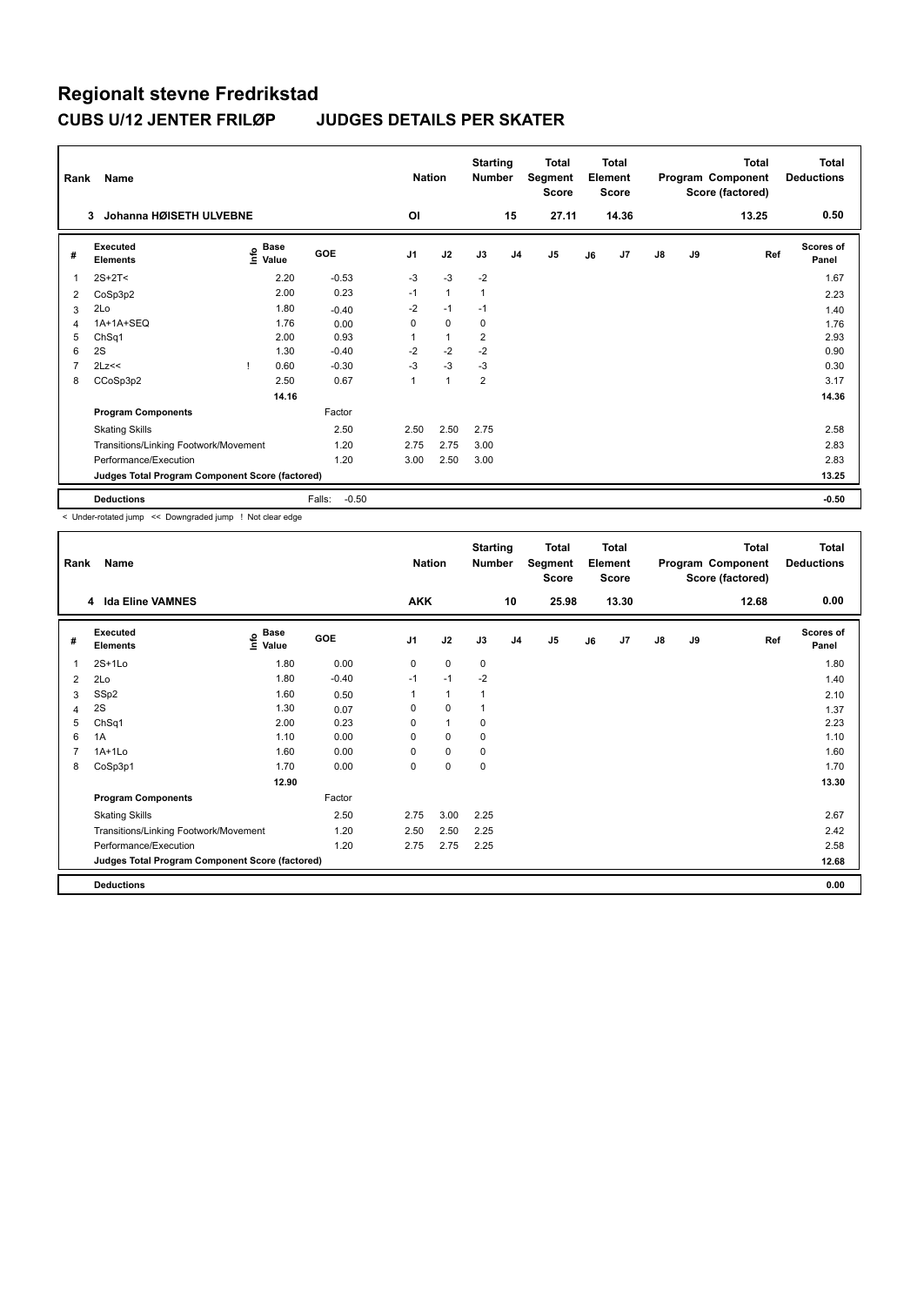# Regionalt stevne Fredrikstad

## CUBS U/12 JENTER FRILØP JUDGES DETAILS PER SKATER

| Rank | Name | Nation | Starting Number | Total Segment Score | Total Element Score | Total Program Component Score (factored) | Total Deductions |
|---|---|---|---|---|---|---|---|
| 3 | Johanna HØISETH ULVEBNE | OI | 15 | 27.11 | 14.36 | 13.25 | 0.50 |

| # | Executed Elements | Info | Base Value | GOE | J1 | J2 | J3 | J4 | J5 | J6 | J7 | J8 | J9 | Ref | Scores of Panel |
|---|---|---|---|---|---|---|---|---|---|---|---|---|---|---|---|
| 1 | 2S+2T< | | 2.20 | -0.53 | -3 | -3 | -2 | | | | | | | | 1.67 |
| 2 | CoSp3p2 | | 2.00 | 0.23 | -1 | 1 | 1 | | | | | | | | 2.23 |
| 3 | 2Lo | | 1.80 | -0.40 | -2 | -1 | -1 | | | | | | | | 1.40 |
| 4 | 1A+1A+SEQ | | 1.76 | 0.00 | 0 | 0 | 0 | | | | | | | | 1.76 |
| 5 | ChSq1 | | 2.00 | 0.93 | 1 | 1 | 2 | | | | | | | | 2.93 |
| 6 | 2S | | 1.30 | -0.40 | -2 | -2 | -2 | | | | | | | | 0.90 |
| 7 | 2Lz<< | ! | 0.60 | -0.30 | -3 | -3 | -3 | | | | | | | | 0.30 |
| 8 | CCoSp3p2 | | 2.50 | 0.67 | 1 | 1 | 2 | | | | | | | | 3.17 |
| | | | 14.16 | | | | | | | | | | | | 14.36 |
| | **Program Components** | | | Factor | | | | | | | | | | | |
| | Skating Skills | | | 2.50 | 2.50 | 2.50 | 2.75 | | | | | | | | 2.58 |
| | Transitions/Linking Footwork/Movement | | | 1.20 | 2.75 | 2.75 | 3.00 | | | | | | | | 2.83 |
| | Performance/Execution | | | 1.20 | 3.00 | 2.50 | 3.00 | | | | | | | | 2.83 |
| | **Judges Total Program Component Score (factored)** | | | | | | | | | | | | | | 13.25 |
| | **Deductions** | | | Falls: -0.50 | | | | | | | | | | | -0.50 |

< Under-rotated jump << Downgraded jump ! Not clear edge

| Rank | Name | Nation | Starting Number | Total Segment Score | Total Element Score | Total Program Component Score (factored) | Total Deductions |
|---|---|---|---|---|---|---|---|
| 4 | Ida Eline VAMNES | AKK | 10 | 25.98 | 13.30 | 12.68 | 0.00 |

| # | Executed Elements | Info | Base Value | GOE | J1 | J2 | J3 | J4 | J5 | J6 | J7 | J8 | J9 | Ref | Scores of Panel |
|---|---|---|---|---|---|---|---|---|---|---|---|---|---|---|---|
| 1 | 2S+1Lo | | 1.80 | 0.00 | 0 | 0 | 0 | | | | | | | | 1.80 |
| 2 | 2Lo | | 1.80 | -0.40 | -1 | -1 | -2 | | | | | | | | 1.40 |
| 3 | SSp2 | | 1.60 | 0.50 | 1 | 1 | 1 | | | | | | | | 2.10 |
| 4 | 2S | | 1.30 | 0.07 | 0 | 0 | 1 | | | | | | | | 1.37 |
| 5 | ChSq1 | | 2.00 | 0.23 | 0 | 1 | 0 | | | | | | | | 2.23 |
| 6 | 1A | | 1.10 | 0.00 | 0 | 0 | 0 | | | | | | | | 1.10 |
| 7 | 1A+1Lo | | 1.60 | 0.00 | 0 | 0 | 0 | | | | | | | | 1.60 |
| 8 | CoSp3p1 | | 1.70 | 0.00 | 0 | 0 | 0 | | | | | | | | 1.70 |
| | | | 12.90 | | | | | | | | | | | | 13.30 |
| | **Program Components** | | | Factor | | | | | | | | | | | |
| | Skating Skills | | | 2.50 | 2.75 | 3.00 | 2.25 | | | | | | | | 2.67 |
| | Transitions/Linking Footwork/Movement | | | 1.20 | 2.50 | 2.50 | 2.25 | | | | | | | | 2.42 |
| | Performance/Execution | | | 1.20 | 2.75 | 2.75 | 2.25 | | | | | | | | 2.58 |
| | **Judges Total Program Component Score (factored)** | | | | | | | | | | | | | | 12.68 |
| | **Deductions** | | | | | | | | | | | | | | 0.00 |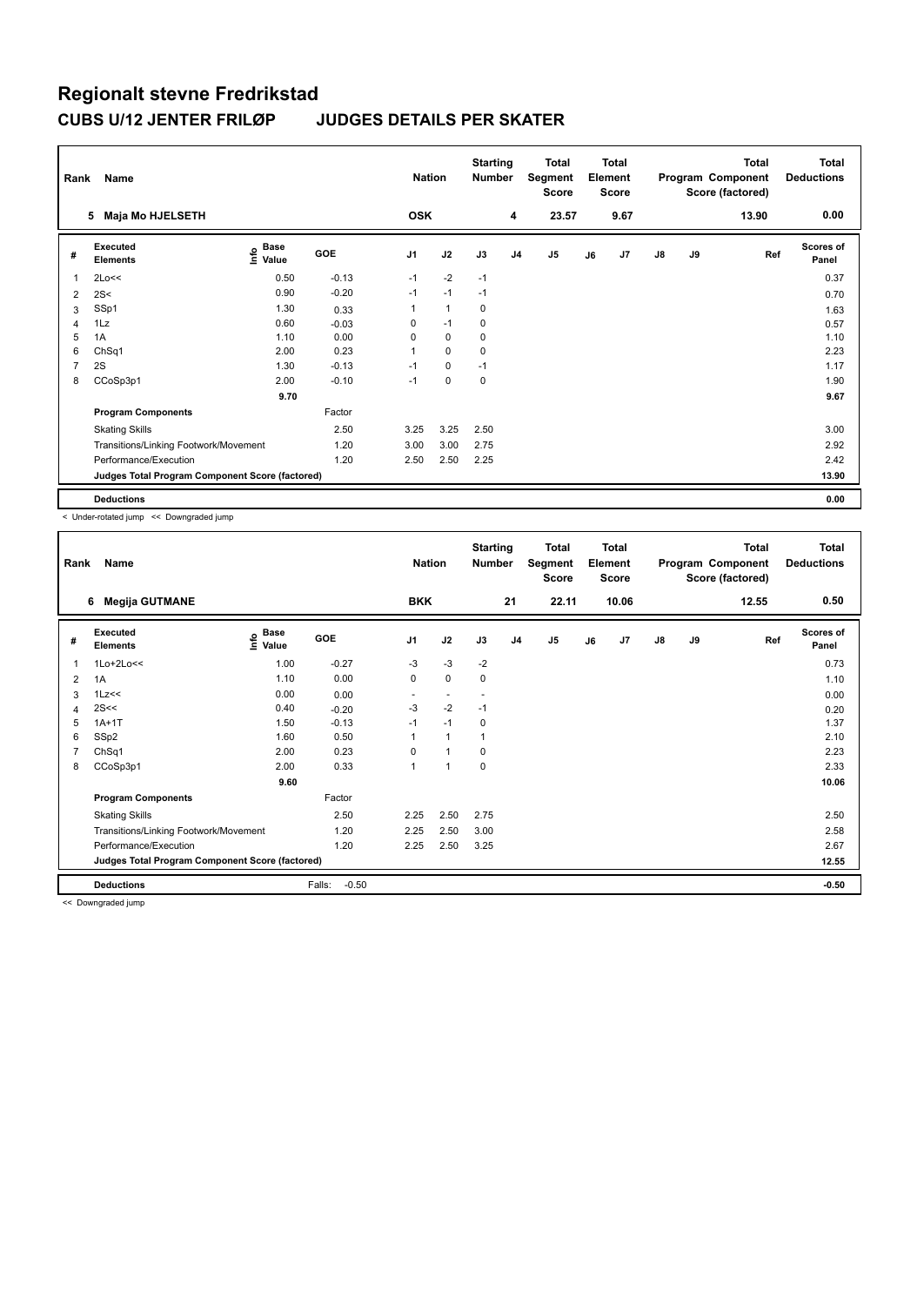# Regionalt stevne Fredrikstad

## CUBS U/12 JENTER FRILØP JUDGES DETAILS PER SKATER

| Rank | Name | Nation | Starting Number | Total Segment Score | Total Element Score | Total Program Component Score (factored) | Total Deductions |
|---|---|---|---|---|---|---|---|
| 5 | Maja Mo HJELSETH | OSK | 4 | 23.57 | 9.67 | 13.90 | 0.00 |

| # | Executed Elements | Info | Base Value | GOE | J1 | J2 | J3 | J4 | J5 | J6 | J7 | J8 | J9 | Ref | Scores of Panel |
|---|---|---|---|---|---|---|---|---|---|---|---|---|---|---|---|
| 1 | 2Lo<< | | 0.50 | -0.13 | -1 | -2 | -1 | | | | | | | | 0.37 |
| 2 | 2S< | | 0.90 | -0.20 | -1 | -1 | -1 | | | | | | | | 0.70 |
| 3 | SSp1 | | 1.30 | 0.33 | 1 | 1 | 0 | | | | | | | | 1.63 |
| 4 | 1Lz | | 0.60 | -0.03 | 0 | -1 | 0 | | | | | | | | 0.57 |
| 5 | 1A | | 1.10 | 0.00 | 0 | 0 | 0 | | | | | | | | 1.10 |
| 6 | ChSq1 | | 2.00 | 0.23 | 1 | 0 | 0 | | | | | | | | 2.23 |
| 7 | 2S | | 1.30 | -0.13 | -1 | 0 | -1 | | | | | | | | 1.17 |
| 8 | CCoSp3p1 | | 2.00 | -0.10 | -1 | 0 | 0 | | | | | | | | 1.90 |
| | | | 9.70 | | | | | | | | | | | | 9.67 |
| | **Program Components** | | | Factor | | | | | | | | | | | |
| | Skating Skills | | | 2.50 | 3.25 | 3.25 | 2.50 | | | | | | | | 3.00 |
| | Transitions/Linking Footwork/Movement | | | 1.20 | 3.00 | 3.00 | 2.75 | | | | | | | | 2.92 |
| | Performance/Execution | | | 1.20 | 2.50 | 2.50 | 2.25 | | | | | | | | 2.42 |
| | **Judges Total Program Component Score (factored)** | | | | | | | | | | | | | | 13.90 |
| | **Deductions** | | | | | | | | | | | | | | 0.00 |

< Under-rotated jump << Downgraded jump

| Rank | Name | Nation | Starting Number | Total Segment Score | Total Element Score | Total Program Component Score (factored) | Total Deductions |
|---|---|---|---|---|---|---|---|
| 6 | Megija GUTMANE | BKK | 21 | 22.11 | 10.06 | 12.55 | 0.50 |

| # | Executed Elements | Info | Base Value | GOE | J1 | J2 | J3 | J4 | J5 | J6 | J7 | J8 | J9 | Ref | Scores of Panel |
|---|---|---|---|---|---|---|---|---|---|---|---|---|---|---|---|
| 1 | 1Lo+2Lo<< | | 1.00 | -0.27 | -3 | -3 | -2 | | | | | | | | 0.73 |
| 2 | 1A | | 1.10 | 0.00 | 0 | 0 | 0 | | | | | | | | 1.10 |
| 3 | 1Lz<< | | 0.00 | 0.00 | - | - | - | | | | | | | | 0.00 |
| 4 | 2S<< | | 0.40 | -0.20 | -3 | -2 | -1 | | | | | | | | 0.20 |
| 5 | 1A+1T | | 1.50 | -0.13 | -1 | -1 | 0 | | | | | | | | 1.37 |
| 6 | SSp2 | | 1.60 | 0.50 | 1 | 1 | 1 | | | | | | | | 2.10 |
| 7 | ChSq1 | | 2.00 | 0.23 | 0 | 1 | 0 | | | | | | | | 2.23 |
| 8 | CCoSp3p1 | | 2.00 | 0.33 | 1 | 1 | 0 | | | | | | | | 2.33 |
| | | | 9.60 | | | | | | | | | | | | 10.06 |
| | **Program Components** | | | Factor | | | | | | | | | | | |
| | Skating Skills | | | 2.50 | 2.25 | 2.50 | 2.75 | | | | | | | | 2.50 |
| | Transitions/Linking Footwork/Movement | | | 1.20 | 2.25 | 2.50 | 3.00 | | | | | | | | 2.58 |
| | Performance/Execution | | | 1.20 | 2.25 | 2.50 | 3.25 | | | | | | | | 2.67 |
| | **Judges Total Program Component Score (factored)** | | | | | | | | | | | | | | 12.55 |
| | **Deductions** | | | Falls: -0.50 | | | | | | | | | | | -0.50 |

<< Downgraded jump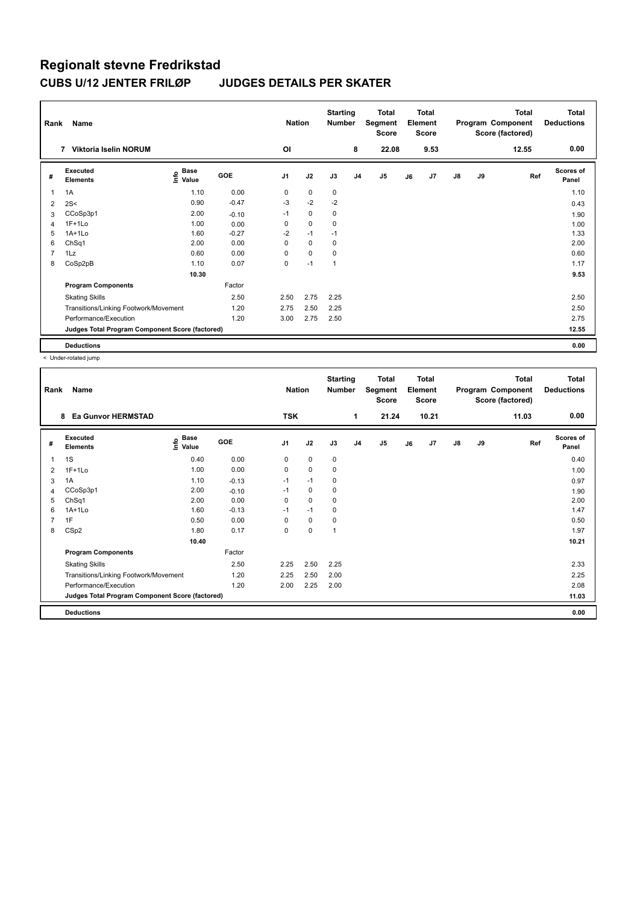# Regionalt stevne Fredrikstad

## CUBS U/12 JENTER FRILØP JUDGES DETAILS PER SKATER

| Rank | Name | Nation | Starting Number | Total Segment Score | Total Element Score | Total Program Component Score (factored) | Total Deductions |
|---|---|---|---|---|---|---|---|
| 7 | Viktoria Iselin NORUM | OI | 8 | 22.08 | 9.53 | 12.55 | 0.00 |

| # | Executed Elements | Info | Base Value | GOE | J1 | J2 | J3 | J4 | J5 | J6 | J7 | J8 | J9 | Ref | Scores of Panel |
|---|---|---|---|---|---|---|---|---|---|---|---|---|---|---|---|
| 1 | 1A | | 1.10 | 0.00 | 0 | 0 | 0 | | | | | | | | 1.10 |
| 2 | 2S< | | 0.90 | -0.47 | -3 | -2 | -2 | | | | | | | | 0.43 |
| 3 | CCoSp3p1 | | 2.00 | -0.10 | -1 | 0 | 0 | | | | | | | | 1.90 |
| 4 | 1F+1Lo | | 1.00 | 0.00 | 0 | 0 | 0 | | | | | | | | 1.00 |
| 5 | 1A+1Lo | | 1.60 | -0.27 | -2 | -1 | -1 | | | | | | | | 1.33 |
| 6 | ChSq1 | | 2.00 | 0.00 | 0 | 0 | 0 | | | | | | | | 2.00 |
| 7 | 1Lz | | 0.60 | 0.00 | 0 | 0 | 0 | | | | | | | | 0.60 |
| 8 | CoSp2pB | | 1.10 | 0.07 | 0 | -1 | 1 | | | | | | | | 1.17 |
| | | | 10.30 | | | | | | | | | | | | 9.53 |
| | **Program Components** | | | Factor | | | | | | | | | | | |
| | Skating Skills | | | 2.50 | 2.50 | 2.75 | 2.25 | | | | | | | | 2.50 |
| | Transitions/Linking Footwork/Movement | | | 1.20 | 2.75 | 2.50 | 2.25 | | | | | | | | 2.50 |
| | Performance/Execution | | | 1.20 | 3.00 | 2.75 | 2.50 | | | | | | | | 2.75 |
| | **Judges Total Program Component Score (factored)** | | | | | | | | | | | | | | 12.55 |
| | **Deductions** | | | | | | | | | | | | | | 0.00 |

< Under-rotated jump

| Rank | Name | Nation | Starting Number | Total Segment Score | Total Element Score | Total Program Component Score (factored) | Total Deductions |
|---|---|---|---|---|---|---|---|
| 8 | Ea Gunvor HERMSTAD | TSK | 1 | 21.24 | 10.21 | 11.03 | 0.00 |

| # | Executed Elements | Info | Base Value | GOE | J1 | J2 | J3 | J4 | J5 | J6 | J7 | J8 | J9 | Ref | Scores of Panel |
|---|---|---|---|---|---|---|---|---|---|---|---|---|---|---|---|
| 1 | 1S | | 0.40 | 0.00 | 0 | 0 | 0 | | | | | | | | 0.40 |
| 2 | 1F+1Lo | | 1.00 | 0.00 | 0 | 0 | 0 | | | | | | | | 1.00 |
| 3 | 1A | | 1.10 | -0.13 | -1 | -1 | 0 | | | | | | | | 0.97 |
| 4 | CCoSp3p1 | | 2.00 | -0.10 | -1 | 0 | 0 | | | | | | | | 1.90 |
| 5 | ChSq1 | | 2.00 | 0.00 | 0 | 0 | 0 | | | | | | | | 2.00 |
| 6 | 1A+1Lo | | 1.60 | -0.13 | -1 | -1 | 0 | | | | | | | | 1.47 |
| 7 | 1F | | 0.50 | 0.00 | 0 | 0 | 0 | | | | | | | | 0.50 |
| 8 | CSp2 | | 1.80 | 0.17 | 0 | 0 | 1 | | | | | | | | 1.97 |
| | | | 10.40 | | | | | | | | | | | | 10.21 |
| | **Program Components** | | | Factor | | | | | | | | | | | |
| | Skating Skills | | | 2.50 | 2.25 | 2.50 | 2.25 | | | | | | | | 2.33 |
| | Transitions/Linking Footwork/Movement | | | 1.20 | 2.25 | 2.50 | 2.00 | | | | | | | | 2.25 |
| | Performance/Execution | | | 1.20 | 2.00 | 2.25 | 2.00 | | | | | | | | 2.08 |
| | **Judges Total Program Component Score (factored)** | | | | | | | | | | | | | | 11.03 |
| | **Deductions** | | | | | | | | | | | | | | 0.00 |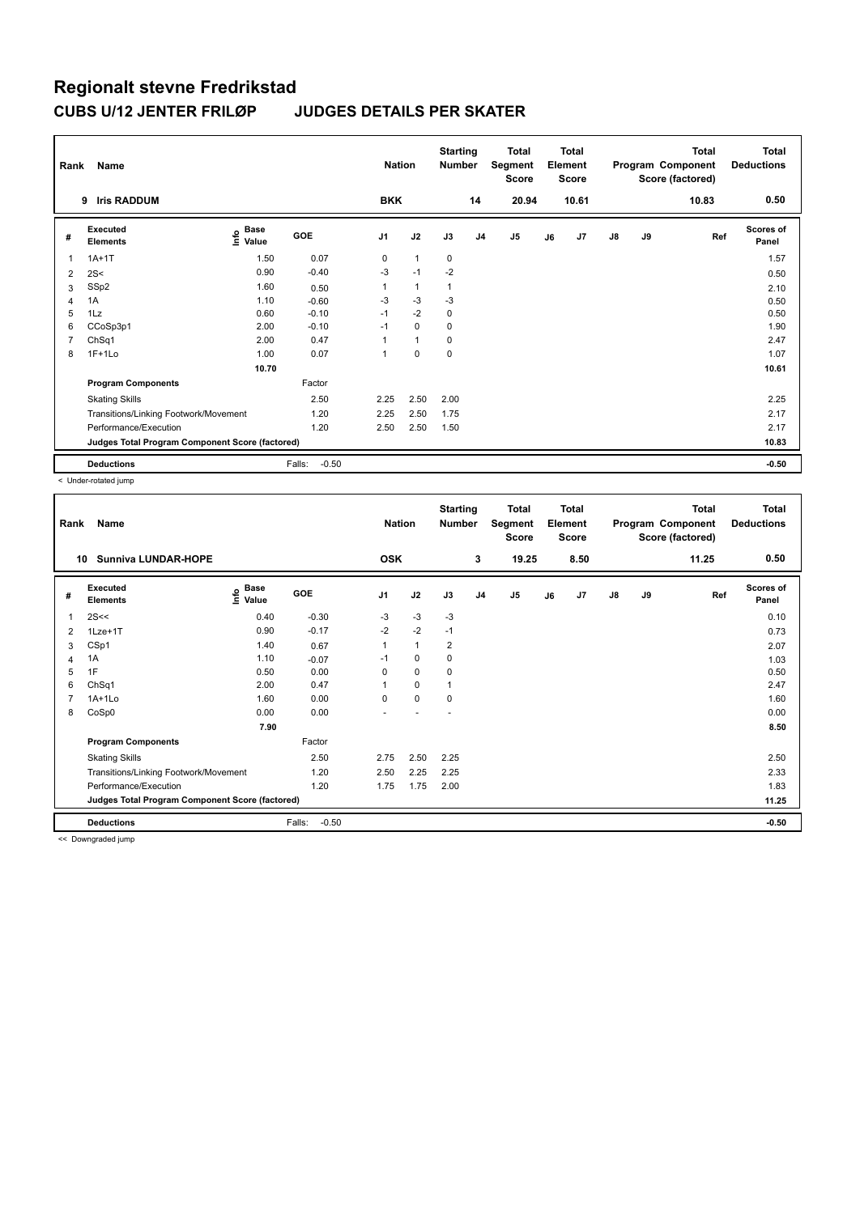# Regionalt stevne Fredrikstad

## CUBS U/12 JENTER FRILØP JUDGES DETAILS PER SKATER

| Rank | Name | Nation | Starting Number | Total Segment Score | Total Element Score | Total Program Component Score (factored) | Total Deductions |
|---|---|---|---|---|---|---|---|
| 9 | Iris RADDUM | BKK | 14 | 20.94 | 10.61 | 10.83 | 0.50 |

| # | Executed Elements | Info | Base Value | GOE | J1 | J2 | J3 | J4 | J5 | J6 | J7 | J8 | J9 | Ref | Scores of Panel |
|---|---|---|---|---|---|---|---|---|---|---|---|---|---|---|---|
| 1 | 1A+1T | | 1.50 | 0.07 | 0 | 1 | 0 | | | | | | | | 1.57 |
| 2 | 2S< | | 0.90 | -0.40 | -3 | -1 | -2 | | | | | | | | 0.50 |
| 3 | SSp2 | | 1.60 | 0.50 | 1 | 1 | 1 | | | | | | | | 2.10 |
| 4 | 1A | | 1.10 | -0.60 | -3 | -3 | -3 | | | | | | | | 0.50 |
| 5 | 1Lz | | 0.60 | -0.10 | -1 | -2 | 0 | | | | | | | | 0.50 |
| 6 | CCoSp3p1 | | 2.00 | -0.10 | -1 | 0 | 0 | | | | | | | | 1.90 |
| 7 | ChSq1 | | 2.00 | 0.47 | 1 | 1 | 0 | | | | | | | | 2.47 |
| 8 | 1F+1Lo | | 1.00 | 0.07 | 1 | 0 | 0 | | | | | | | | 1.07 |
| | | | 10.70 | | | | | | | | | | | | 10.61 |
| | **Program Components** | | | Factor | | | | | | | | | | | |
| | Skating Skills | | | 2.50 | 2.25 | 2.50 | 2.00 | | | | | | | | 2.25 |
| | Transitions/Linking Footwork/Movement | | | 1.20 | 2.25 | 2.50 | 1.75 | | | | | | | | 2.17 |
| | Performance/Execution | | | 1.20 | 2.50 | 2.50 | 1.50 | | | | | | | | 2.17 |
| | **Judges Total Program Component Score (factored)** | | | | | | | | | | | | | | 10.83 |
| | **Deductions** | | | Falls: -0.50 | | | | | | | | | | | -0.50 |

< Under-rotated jump

| Rank | Name | Nation | Starting Number | Total Segment Score | Total Element Score | Total Program Component Score (factored) | Total Deductions |
|---|---|---|---|---|---|---|---|
| 10 | Sunniva LUNDAR-HOPE | OSK | 3 | 19.25 | 8.50 | 11.25 | 0.50 |

| # | Executed Elements | Info | Base Value | GOE | J1 | J2 | J3 | J4 | J5 | J6 | J7 | J8 | J9 | Ref | Scores of Panel |
|---|---|---|---|---|---|---|---|---|---|---|---|---|---|---|---|
| 1 | 2S<< | | 0.40 | -0.30 | -3 | -3 | -3 | | | | | | | | 0.10 |
| 2 | 1Lze+1T | | 0.90 | -0.17 | -2 | -2 | -1 | | | | | | | | 0.73 |
| 3 | CSp1 | | 1.40 | 0.67 | 1 | 1 | 2 | | | | | | | | 2.07 |
| 4 | 1A | | 1.10 | -0.07 | -1 | 0 | 0 | | | | | | | | 1.03 |
| 5 | 1F | | 0.50 | 0.00 | 0 | 0 | 0 | | | | | | | | 0.50 |
| 6 | ChSq1 | | 2.00 | 0.47 | 1 | 0 | 1 | | | | | | | | 2.47 |
| 7 | 1A+1Lo | | 1.60 | 0.00 | 0 | 0 | 0 | | | | | | | | 1.60 |
| 8 | CoSp0 | | 0.00 | 0.00 | - | - | - | | | | | | | | 0.00 |
| | | | 7.90 | | | | | | | | | | | | 8.50 |
| | **Program Components** | | | Factor | | | | | | | | | | | |
| | Skating Skills | | | 2.50 | 2.75 | 2.50 | 2.25 | | | | | | | | 2.50 |
| | Transitions/Linking Footwork/Movement | | | 1.20 | 2.50 | 2.25 | 2.25 | | | | | | | | 2.33 |
| | Performance/Execution | | | 1.20 | 1.75 | 1.75 | 2.00 | | | | | | | | 1.83 |
| | **Judges Total Program Component Score (factored)** | | | | | | | | | | | | | | 11.25 |
| | **Deductions** | | | Falls: -0.50 | | | | | | | | | | | -0.50 |

<< Downgraded jump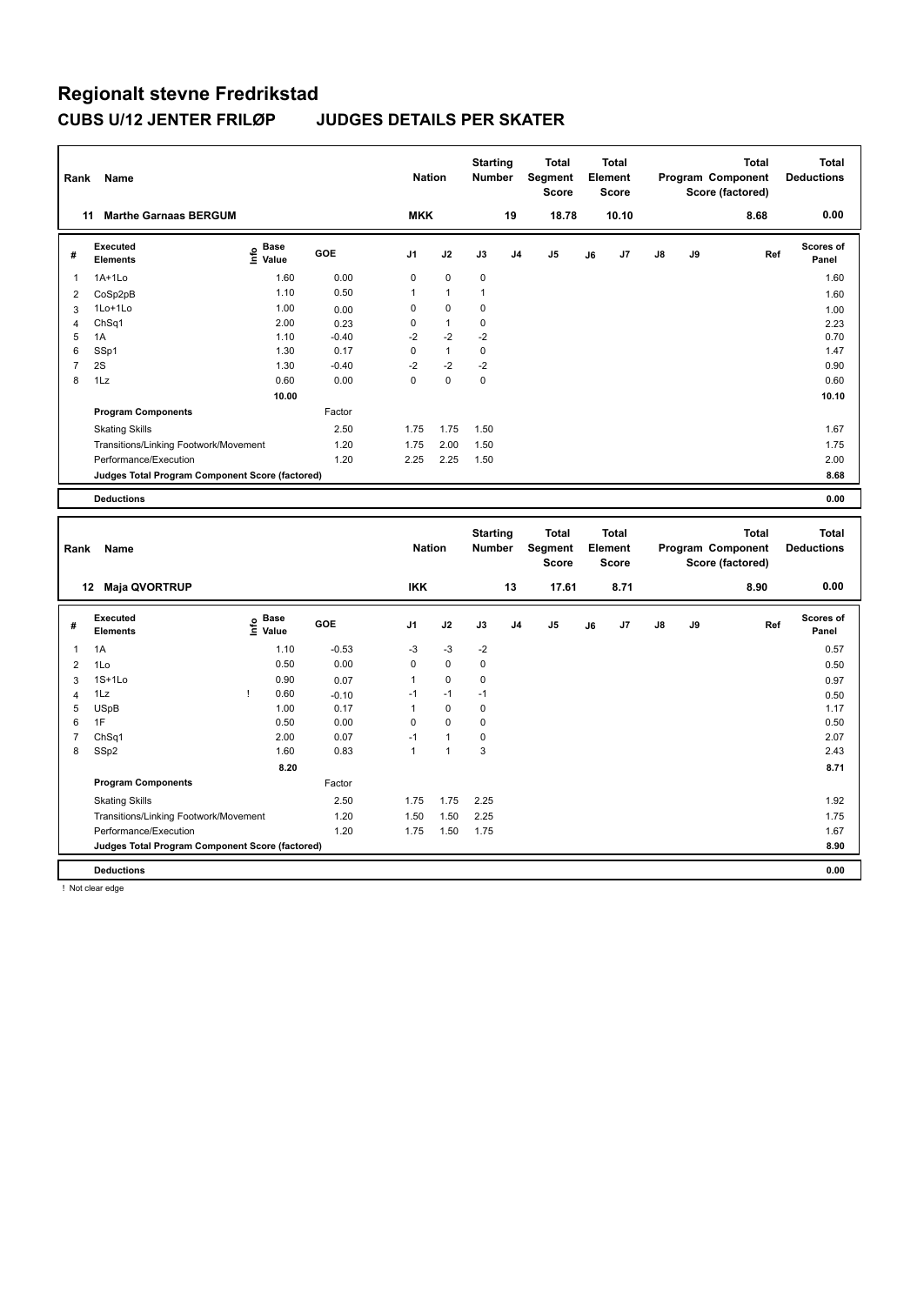# Regionalt stevne Fredrikstad

## CUBS U/12 JENTER FRILØP JUDGES DETAILS PER SKATER

| Rank | Name | Nation | Starting Number | Total Segment Score | Total Element Score | Total Program Component Score (factored) | Total Deductions |
|---|---|---|---|---|---|---|---|
| 11 | Marthe Garnaas BERGUM | MKK | 19 | 18.78 | 10.10 | 8.68 | 0.00 |

| # | Executed Elements | Info | Base Value | GOE | J1 | J2 | J3 | J4 | J5 | J6 | J7 | J8 | J9 | Ref | Scores of Panel |
|---|---|---|---|---|---|---|---|---|---|---|---|---|---|---|---|
| 1 | 1A+1Lo | | 1.60 | 0.00 | 0 | 0 | 0 | | | | | | | | 1.60 |
| 2 | CoSp2pB | | 1.10 | 0.50 | 1 | 1 | 1 | | | | | | | | 1.60 |
| 3 | 1Lo+1Lo | | 1.00 | 0.00 | 0 | 0 | 0 | | | | | | | | 1.00 |
| 4 | ChSq1 | | 2.00 | 0.23 | 0 | 1 | 0 | | | | | | | | 2.23 |
| 5 | 1A | | 1.10 | -0.40 | -2 | -2 | -2 | | | | | | | | 0.70 |
| 6 | SSp1 | | 1.30 | 0.17 | 0 | 1 | 0 | | | | | | | | 1.47 |
| 7 | 2S | | 1.30 | -0.40 | -2 | -2 | -2 | | | | | | | | 0.90 |
| 8 | 1Lz | | 0.60 | 0.00 | 0 | 0 | 0 | | | | | | | | 0.60 |
| | | | 10.00 | | | | | | | | | | | | 10.10 |
| | **Program Components** | | | Factor | | | | | | | | | | | |
| | Skating Skills | | | 2.50 | 1.75 | 1.75 | 1.50 | | | | | | | | 1.67 |
| | Transitions/Linking Footwork/Movement | | | 1.20 | 1.75 | 2.00 | 1.50 | | | | | | | | 1.75 |
| | Performance/Execution | | | 1.20 | 2.25 | 2.25 | 1.50 | | | | | | | | 2.00 |
| | **Judges Total Program Component Score (factored)** | | | | | | | | | | | | | | 8.68 |
| | **Deductions** | | | | | | | | | | | | | | 0.00 |

| Rank | Name | Nation | Starting Number | Total Segment Score | Total Element Score | Total Program Component Score (factored) | Total Deductions |
|---|---|---|---|---|---|---|---|
| 12 | Maja QVORTRUP | IKK | 13 | 17.61 | 8.71 | 8.90 | 0.00 |

| # | Executed Elements | Info | Base Value | GOE | J1 | J2 | J3 | J4 | J5 | J6 | J7 | J8 | J9 | Ref | Scores of Panel |
|---|---|---|---|---|---|---|---|---|---|---|---|---|---|---|---|
| 1 | 1A | | 1.10 | -0.53 | -3 | -3 | -2 | | | | | | | | 0.57 |
| 2 | 1Lo | | 0.50 | 0.00 | 0 | 0 | 0 | | | | | | | | 0.50 |
| 3 | 1S+1Lo | | 0.90 | 0.07 | 1 | 0 | 0 | | | | | | | | 0.97 |
| 4 | 1Lz | ! | 0.60 | -0.10 | -1 | -1 | -1 | | | | | | | | 0.50 |
| 5 | USpB | | 1.00 | 0.17 | 1 | 0 | 0 | | | | | | | | 1.17 |
| 6 | 1F | | 0.50 | 0.00 | 0 | 0 | 0 | | | | | | | | 0.50 |
| 7 | ChSq1 | | 2.00 | 0.07 | -1 | 1 | 0 | | | | | | | | 2.07 |
| 8 | SSp2 | | 1.60 | 0.83 | 1 | 1 | 3 | | | | | | | | 2.43 |
| | | | 8.20 | | | | | | | | | | | | 8.71 |
| | **Program Components** | | | Factor | | | | | | | | | | | |
| | Skating Skills | | | 2.50 | 1.75 | 1.75 | 2.25 | | | | | | | | 1.92 |
| | Transitions/Linking Footwork/Movement | | | 1.20 | 1.50 | 1.50 | 2.25 | | | | | | | | 1.75 |
| | Performance/Execution | | | 1.20 | 1.75 | 1.50 | 1.75 | | | | | | | | 1.67 |
| | **Judges Total Program Component Score (factored)** | | | | | | | | | | | | | | 8.90 |
| | **Deductions** | | | | | | | | | | | | | | 0.00 |

! Not clear edge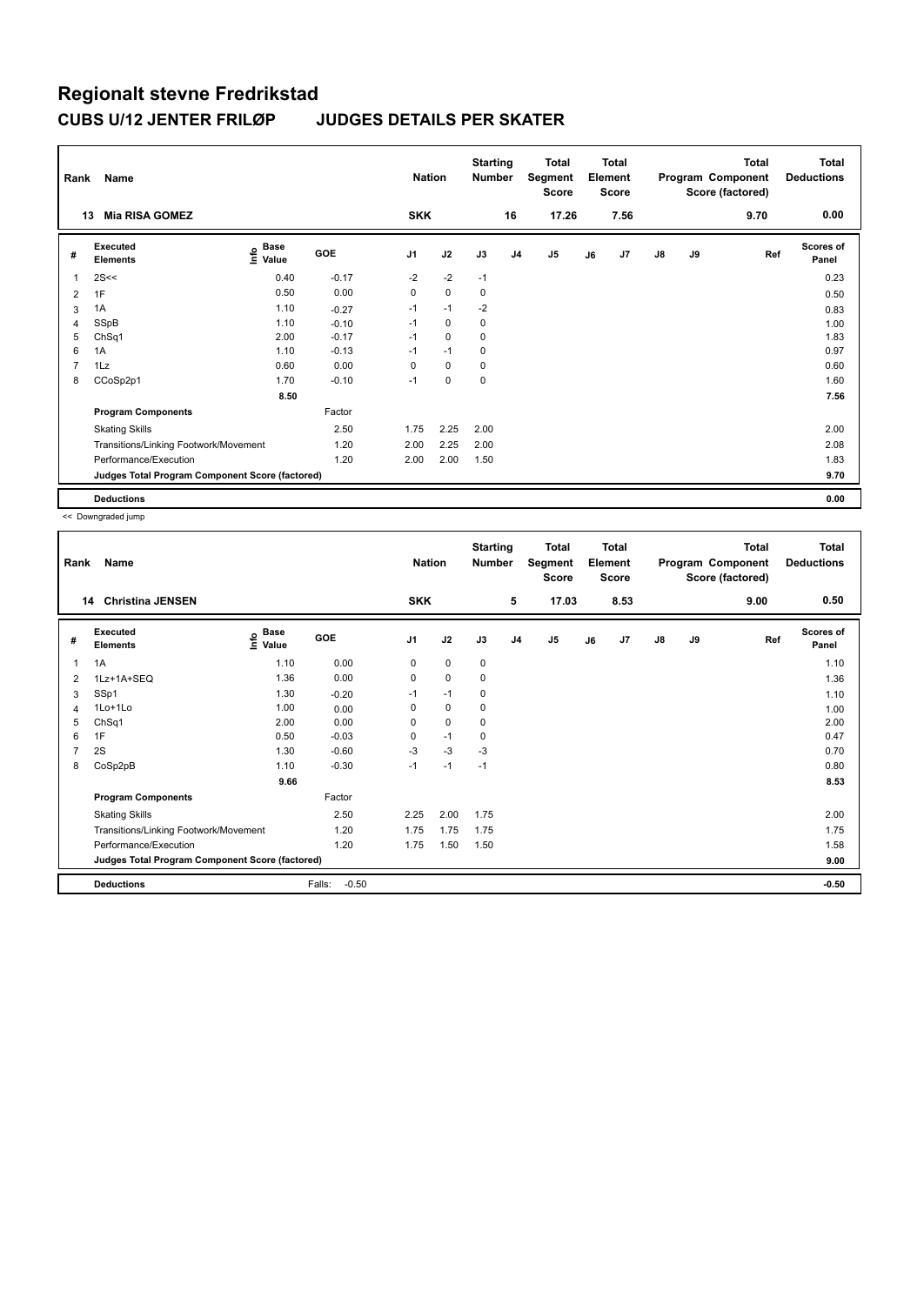# Regionalt stevne Fredrikstad

## CUBS U/12 JENTER FRILØP JUDGES DETAILS PER SKATER

| Rank | Name | | | Nation | | Starting Number | | Total Segment Score | | Total Element Score | | | Total Program Component Score (factored) | | Total Deductions |
|---|---|---|---|---|---|---|---|---|---|---|---|---|---|---|---|
| 13 | Mia RISA GOMEZ | | | SKK | | 16 | | 17.26 | | 7.56 | | | 9.70 | | 0.00 |

| # | Executed Elements | Info | Base Value | GOE | J1 | J2 | J3 | J4 | J5 | J6 | J7 | J8 | J9 | Ref | Scores of Panel |
|---|---|---|---|---|---|---|---|---|---|---|---|---|---|---|---|
| 1 | 2S<< | | 0.40 | -0.17 | -2 | -2 | -1 | | | | | | | | 0.23 |
| 2 | 1F | | 0.50 | 0.00 | 0 | 0 | 0 | | | | | | | | 0.50 |
| 3 | 1A | | 1.10 | -0.27 | -1 | -1 | -2 | | | | | | | | 0.83 |
| 4 | SSpB | | 1.10 | -0.10 | -1 | 0 | 0 | | | | | | | | 1.00 |
| 5 | ChSq1 | | 2.00 | -0.17 | -1 | 0 | 0 | | | | | | | | 1.83 |
| 6 | 1A | | 1.10 | -0.13 | -1 | -1 | 0 | | | | | | | | 0.97 |
| 7 | 1Lz | | 0.60 | 0.00 | 0 | 0 | 0 | | | | | | | | 0.60 |
| 8 | CCoSp2p1 | | 1.70 | -0.10 | -1 | 0 | 0 | | | | | | | | 1.60 |
| | | | 8.50 | | | | | | | | | | | | 7.56 |
| | **Program Components** | | | Factor | | | | | | | | | | | |
| | Skating Skills | | | 2.50 | 1.75 | 2.25 | 2.00 | | | | | | | | 2.00 |
| | Transitions/Linking Footwork/Movement | | | 1.20 | 2.00 | 2.25 | 2.00 | | | | | | | | 2.08 |
| | Performance/Execution | | | 1.20 | 2.00 | 2.00 | 1.50 | | | | | | | | 1.83 |
| | **Judges Total Program Component Score (factored)** | | | | | | | | | | | | | | 9.70 |
| | **Deductions** | | | | | | | | | | | | | | 0.00 |

<< Downgraded jump

| Rank | Name | | | Nation | | Starting Number | | Total Segment Score | | Total Element Score | | | Total Program Component Score (factored) | | Total Deductions |
|---|---|---|---|---|---|---|---|---|---|---|---|---|---|---|---|
| 14 | Christina JENSEN | | | SKK | | 5 | | 17.03 | | 8.53 | | | 9.00 | | 0.50 |

| # | Executed Elements | Info | Base Value | GOE | J1 | J2 | J3 | J4 | J5 | J6 | J7 | J8 | J9 | Ref | Scores of Panel |
|---|---|---|---|---|---|---|---|---|---|---|---|---|---|---|---|
| 1 | 1A | | 1.10 | 0.00 | 0 | 0 | 0 | | | | | | | | 1.10 |
| 2 | 1Lz+1A+SEQ | | 1.36 | 0.00 | 0 | 0 | 0 | | | | | | | | 1.36 |
| 3 | SSp1 | | 1.30 | -0.20 | -1 | -1 | 0 | | | | | | | | 1.10 |
| 4 | 1Lo+1Lo | | 1.00 | 0.00 | 0 | 0 | 0 | | | | | | | | 1.00 |
| 5 | ChSq1 | | 2.00 | 0.00 | 0 | 0 | 0 | | | | | | | | 2.00 |
| 6 | 1F | | 0.50 | -0.03 | 0 | -1 | 0 | | | | | | | | 0.47 |
| 7 | 2S | | 1.30 | -0.60 | -3 | -3 | -3 | | | | | | | | 0.70 |
| 8 | CoSp2pB | | 1.10 | -0.30 | -1 | -1 | -1 | | | | | | | | 0.80 |
| | | | 9.66 | | | | | | | | | | | | 8.53 |
| | **Program Components** | | | Factor | | | | | | | | | | | |
| | Skating Skills | | | 2.50 | 2.25 | 2.00 | 1.75 | | | | | | | | 2.00 |
| | Transitions/Linking Footwork/Movement | | | 1.20 | 1.75 | 1.75 | 1.75 | | | | | | | | 1.75 |
| | Performance/Execution | | | 1.20 | 1.75 | 1.50 | 1.50 | | | | | | | | 1.58 |
| | **Judges Total Program Component Score (factored)** | | | | | | | | | | | | | | 9.00 |
| | **Deductions** | | | Falls: -0.50 | | | | | | | | | | | -0.50 |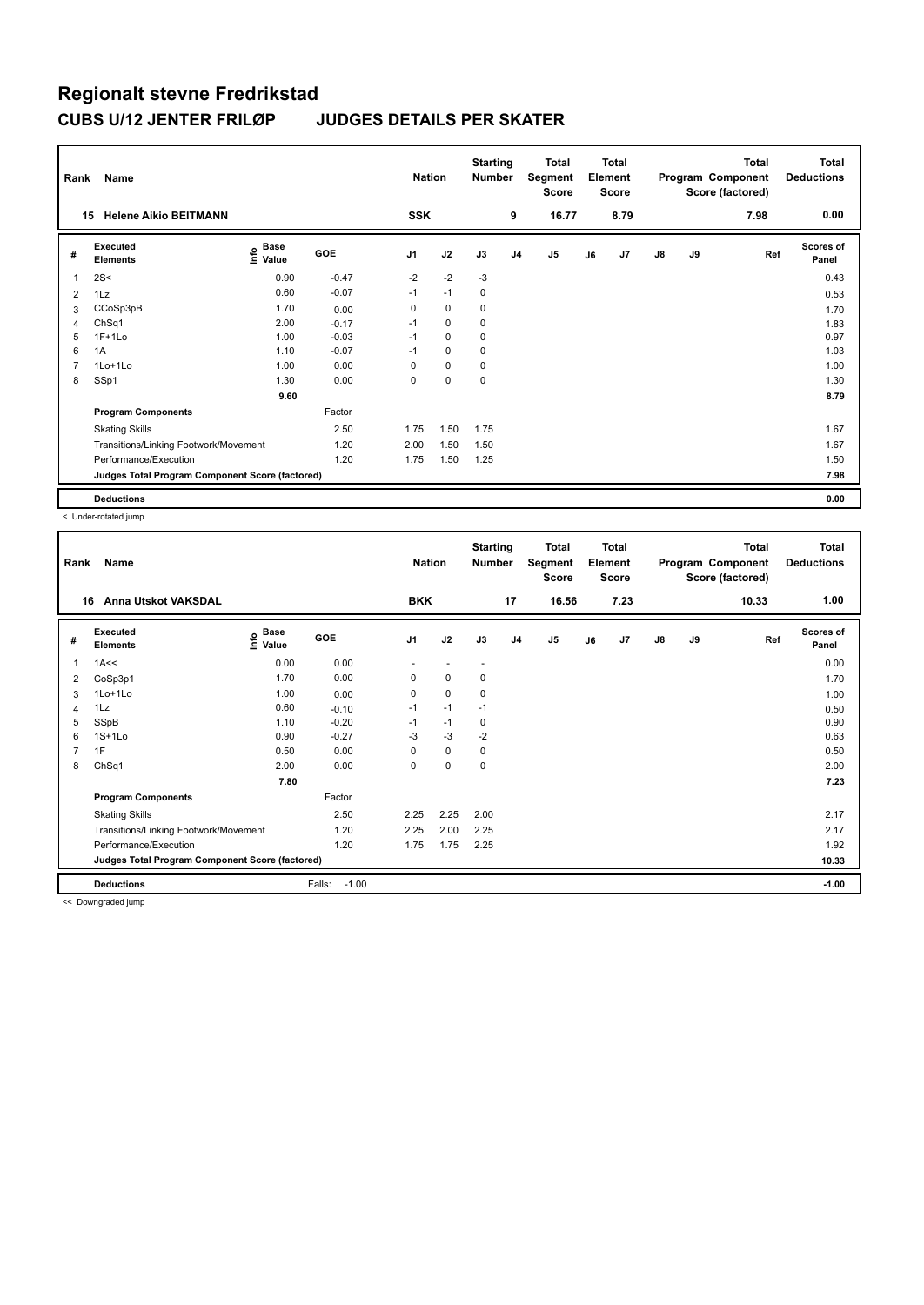# Regionalt stevne Fredrikstad

## CUBS U/12 JENTER FRILØP JUDGES DETAILS PER SKATER

| Rank | Name | | | Nation | | Starting Number | | Total Segment Score | | Total Element Score | | | Total Program Component Score (factored) | Total Deductions |
|---|---|---|---|---|---|---|---|---|---|---|---|---|---|---|
| 15 | Helene Aikio BEITMANN | | | SSK | | | 9 | 16.77 | | 8.79 | | | 7.98 | 0.00 |

| # | Executed Elements | Info | Base Value | GOE | J1 | J2 | J3 | J4 | J5 | J6 | J7 | J8 | J9 | Ref | Scores of Panel |
|---|---|---|---|---|---|---|---|---|---|---|---|---|---|---|---|
| 1 | 2S< | | 0.90 | -0.47 | -2 | -2 | -3 | | | | | | | | 0.43 |
| 2 | 1Lz | | 0.60 | -0.07 | -1 | -1 | 0 | | | | | | | | 0.53 |
| 3 | CCoSp3pB | | 1.70 | 0.00 | 0 | 0 | 0 | | | | | | | | 1.70 |
| 4 | ChSq1 | | 2.00 | -0.17 | -1 | 0 | 0 | | | | | | | | 1.83 |
| 5 | 1F+1Lo | | 1.00 | -0.03 | -1 | 0 | 0 | | | | | | | | 0.97 |
| 6 | 1A | | 1.10 | -0.07 | -1 | 0 | 0 | | | | | | | | 1.03 |
| 7 | 1Lo+1Lo | | 1.00 | 0.00 | 0 | 0 | 0 | | | | | | | | 1.00 |
| 8 | SSp1 | | 1.30 | 0.00 | 0 | 0 | 0 | | | | | | | | 1.30 |
| | | | 9.60 | | | | | | | | | | | | 8.79 |
| | Program Components | | | Factor | | | | | | | | | | | |
| | Skating Skills | | | 2.50 | 1.75 | 1.50 | 1.75 | | | | | | | | 1.67 |
| | Transitions/Linking Footwork/Movement | | | 1.20 | 2.00 | 1.50 | 1.50 | | | | | | | | 1.67 |
| | Performance/Execution | | | 1.20 | 1.75 | 1.50 | 1.25 | | | | | | | | 1.50 |
| | Judges Total Program Component Score (factored) | | | | | | | | | | | | | | 7.98 |
| | Deductions | | | | | | | | | | | | | | 0.00 |

< Under-rotated jump

| Rank | Name | | | Nation | | Starting Number | | Total Segment Score | | Total Element Score | | | Total Program Component Score (factored) | Total Deductions |
|---|---|---|---|---|---|---|---|---|---|---|---|---|---|---|
| 16 | Anna Utskot VAKSDAL | | | BKK | | | 17 | 16.56 | | 7.23 | | | 10.33 | 1.00 |

| # | Executed Elements | Info | Base Value | GOE | J1 | J2 | J3 | J4 | J5 | J6 | J7 | J8 | J9 | Ref | Scores of Panel |
|---|---|---|---|---|---|---|---|---|---|---|---|---|---|---|---|
| 1 | 1A<< | | 0.00 | 0.00 | - | - | - | | | | | | | | 0.00 |
| 2 | CoSp3p1 | | 1.70 | 0.00 | 0 | 0 | 0 | | | | | | | | 1.70 |
| 3 | 1Lo+1Lo | | 1.00 | 0.00 | 0 | 0 | 0 | | | | | | | | 1.00 |
| 4 | 1Lz | | 0.60 | -0.10 | -1 | -1 | -1 | | | | | | | | 0.50 |
| 5 | SSpB | | 1.10 | -0.20 | -1 | -1 | 0 | | | | | | | | 0.90 |
| 6 | 1S+1Lo | | 0.90 | -0.27 | -3 | -3 | -2 | | | | | | | | 0.63 |
| 7 | 1F | | 0.50 | 0.00 | 0 | 0 | 0 | | | | | | | | 0.50 |
| 8 | ChSq1 | | 2.00 | 0.00 | 0 | 0 | 0 | | | | | | | | 2.00 |
| | | | 7.80 | | | | | | | | | | | | 7.23 |
| | Program Components | | | Factor | | | | | | | | | | | |
| | Skating Skills | | | 2.50 | 2.25 | 2.25 | 2.00 | | | | | | | | 2.17 |
| | Transitions/Linking Footwork/Movement | | | 1.20 | 2.25 | 2.00 | 2.25 | | | | | | | | 2.17 |
| | Performance/Execution | | | 1.20 | 1.75 | 1.75 | 2.25 | | | | | | | | 1.92 |
| | Judges Total Program Component Score (factored) | | | | | | | | | | | | | | 10.33 |
| | Deductions | | | Falls: -1.00 | | | | | | | | | | | -1.00 |

<< Downgraded jump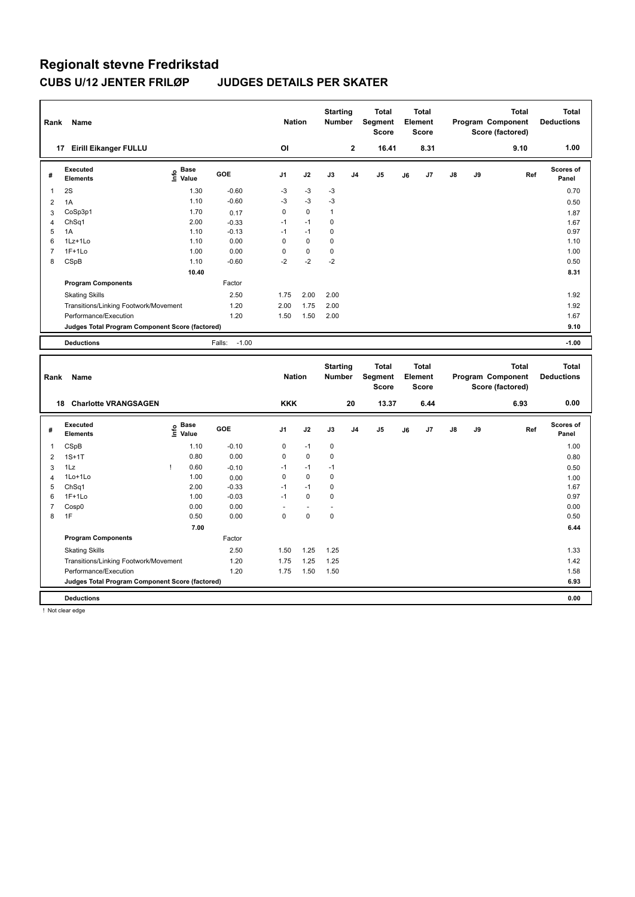# Regionalt stevne Fredrikstad

## CUBS U/12 JENTER FRILØP JUDGES DETAILS PER SKATER

| Rank | Name | Nation | Starting Number | Total Segment Score | Total Element Score | Total Program Component Score (factored) | Total Deductions |
|---|---|---|---|---|---|---|---|
| 17 | Eirill Eikanger FULLU | OI | 2 | 16.41 | 8.31 | 9.10 | 1.00 |

| # | Executed Elements | Info | Base Value | GOE | J1 | J2 | J3 | J4 | J5 | J6 | J7 | J8 | J9 | Ref | Scores of Panel |
|---|---|---|---|---|---|---|---|---|---|---|---|---|---|---|---|
| 1 | 2S | | 1.30 | -0.60 | -3 | -3 | -3 | | | | | | | | 0.70 |
| 2 | 1A | | 1.10 | -0.60 | -3 | -3 | -3 | | | | | | | | 0.50 |
| 3 | CoSp3p1 | | 1.70 | 0.17 | 0 | 0 | 1 | | | | | | | | 1.87 |
| 4 | ChSq1 | | 2.00 | -0.33 | -1 | -1 | 0 | | | | | | | | 1.67 |
| 5 | 1A | | 1.10 | -0.13 | -1 | -1 | 0 | | | | | | | | 0.97 |
| 6 | 1Lz+1Lo | | 1.10 | 0.00 | 0 | 0 | 0 | | | | | | | | 1.10 |
| 7 | 1F+1Lo | | 1.00 | 0.00 | 0 | 0 | 0 | | | | | | | | 1.00 |
| 8 | CSpB | | 1.10 | -0.60 | -2 | -2 | -2 | | | | | | | | 0.50 |
| | | | 10.40 | | | | | | | | | | | | 8.31 |
| | **Program Components** | | | Factor | | | | | | | | | | | |
| | Skating Skills | | | 2.50 | 1.75 | 2.00 | 2.00 | | | | | | | | 1.92 |
| | Transitions/Linking Footwork/Movement | | | 1.20 | 2.00 | 1.75 | 2.00 | | | | | | | | 1.92 |
| | Performance/Execution | | | 1.20 | 1.50 | 1.50 | 2.00 | | | | | | | | 1.67 |
| | **Judges Total Program Component Score (factored)** | | | | | | | | | | | | | | 9.10 |
| | **Deductions** | | | Falls: -1.00 | | | | | | | | | | | -1.00 |

| Rank | Name | Nation | Starting Number | Total Segment Score | Total Element Score | Total Program Component Score (factored) | Total Deductions |
|---|---|---|---|---|---|---|---|
| 18 | Charlotte VRANGSAGEN | KKK | 20 | 13.37 | 6.44 | 6.93 | 0.00 |

| # | Executed Elements | Info | Base Value | GOE | J1 | J2 | J3 | J4 | J5 | J6 | J7 | J8 | J9 | Ref | Scores of Panel |
|---|---|---|---|---|---|---|---|---|---|---|---|---|---|---|---|
| 1 | CSpB | | 1.10 | -0.10 | 0 | -1 | 0 | | | | | | | | 1.00 |
| 2 | 1S+1T | | 0.80 | 0.00 | 0 | 0 | 0 | | | | | | | | 0.80 |
| 3 | 1Lz | ! | 0.60 | -0.10 | -1 | -1 | -1 | | | | | | | | 0.50 |
| 4 | 1Lo+1Lo | | 1.00 | 0.00 | 0 | 0 | 0 | | | | | | | | 1.00 |
| 5 | ChSq1 | | 2.00 | -0.33 | -1 | -1 | 0 | | | | | | | | 1.67 |
| 6 | 1F+1Lo | | 1.00 | -0.03 | -1 | 0 | 0 | | | | | | | | 0.97 |
| 7 | Cosp0 | | 0.00 | 0.00 | - | - | - | | | | | | | | 0.00 |
| 8 | 1F | | 0.50 | 0.00 | 0 | 0 | 0 | | | | | | | | 0.50 |
| | | | 7.00 | | | | | | | | | | | | 6.44 |
| | **Program Components** | | | Factor | | | | | | | | | | | |
| | Skating Skills | | | 2.50 | 1.50 | 1.25 | 1.25 | | | | | | | | 1.33 |
| | Transitions/Linking Footwork/Movement | | | 1.20 | 1.75 | 1.25 | 1.25 | | | | | | | | 1.42 |
| | Performance/Execution | | | 1.20 | 1.75 | 1.50 | 1.50 | | | | | | | | 1.58 |
| | **Judges Total Program Component Score (factored)** | | | | | | | | | | | | | | 6.93 |
| | **Deductions** | | | | | | | | | | | | | | 0.00 |

! Not clear edge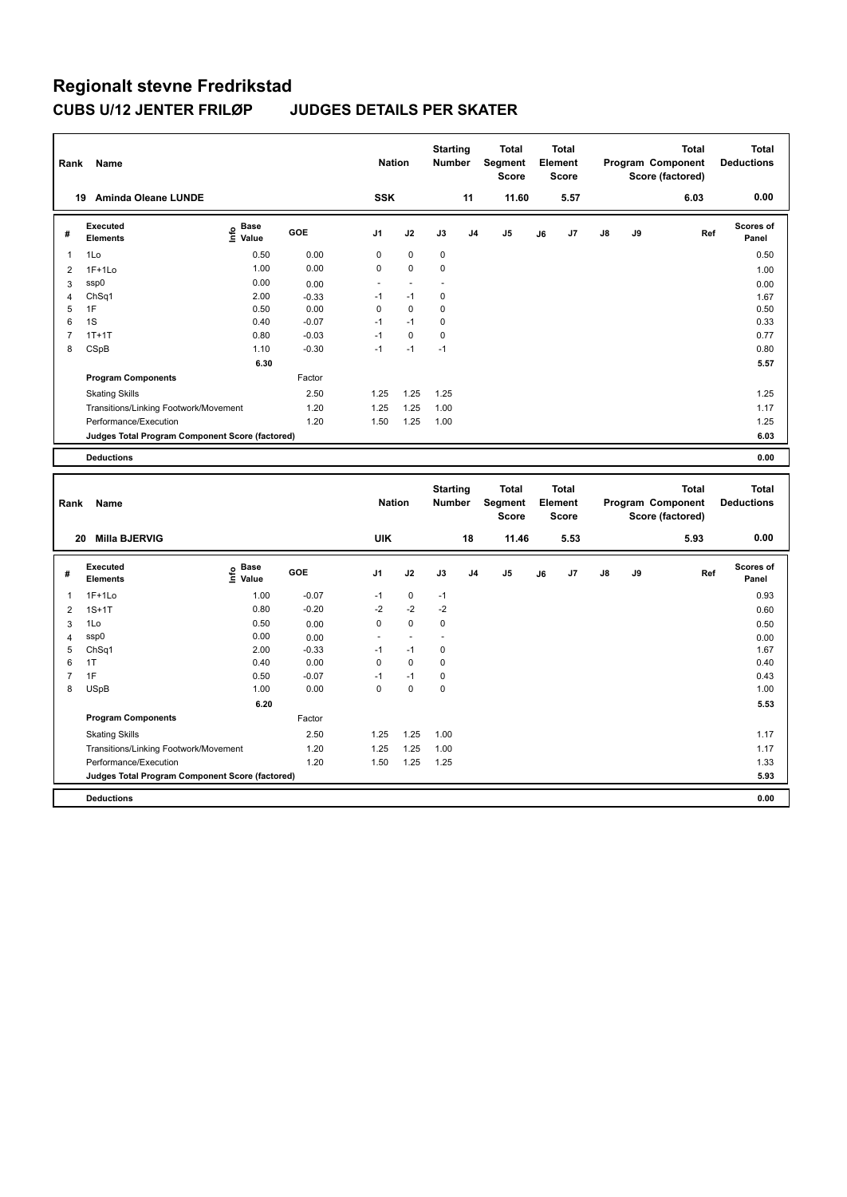# Regionalt stevne Fredrikstad

## CUBS U/12 JENTER FRILØP JUDGES DETAILS PER SKATER

| Rank | Name | | | Nation | | Starting Number | | Total Segment Score | | Total Element Score | | | Total Program Component Score (factored) | Total Deductions |
|---|---|---|---|---|---|---|---|---|---|---|---|---|---|---|
| 19 | Aminda Oleane LUNDE | | | SSK | | 11 | | 11.60 | | 5.57 | | | 6.03 | 0.00 |

| # | Executed Elements | Info | Base Value | GOE | J1 | J2 | J3 | J4 | J5 | J6 | J7 | J8 | J9 | Ref | Scores of Panel |
|---|---|---|---|---|---|---|---|---|---|---|---|---|---|---|---|
| 1 | 1Lo | | 0.50 | 0.00 | 0 | 0 | 0 | | | | | | | | 0.50 |
| 2 | 1F+1Lo | | 1.00 | 0.00 | 0 | 0 | 0 | | | | | | | | 1.00 |
| 3 | ssp0 | | 0.00 | 0.00 | - | - | - | | | | | | | | 0.00 |
| 4 | ChSq1 | | 2.00 | -0.33 | -1 | -1 | 0 | | | | | | | | 1.67 |
| 5 | 1F | | 0.50 | 0.00 | 0 | 0 | 0 | | | | | | | | 0.50 |
| 6 | 1S | | 0.40 | -0.07 | -1 | -1 | 0 | | | | | | | | 0.33 |
| 7 | 1T+1T | | 0.80 | -0.03 | -1 | 0 | 0 | | | | | | | | 0.77 |
| 8 | CSpB | | 1.10 | -0.30 | -1 | -1 | -1 | | | | | | | | 0.80 |
| | | | 6.30 | | | | | | | | | | | | 5.57 |
| | **Program Components** | | | Factor | | | | | | | | | | | |
| | Skating Skills | | | 2.50 | 1.25 | 1.25 | 1.25 | | | | | | | | 1.25 |
| | Transitions/Linking Footwork/Movement | | | 1.20 | 1.25 | 1.25 | 1.00 | | | | | | | | 1.17 |
| | Performance/Execution | | | 1.20 | 1.50 | 1.25 | 1.00 | | | | | | | | 1.25 |
| | **Judges Total Program Component Score (factored)** | | | | | | | | | | | | | | 6.03 |
| | **Deductions** | | | | | | | | | | | | | | 0.00 |

| Rank | Name | | | Nation | | Starting Number | | Total Segment Score | | Total Element Score | | | Total Program Component Score (factored) | Total Deductions |
|---|---|---|---|---|---|---|---|---|---|---|---|---|---|---|
| 20 | Milla BJERVIG | | | UIK | | 18 | | 11.46 | | 5.53 | | | 5.93 | 0.00 |

| # | Executed Elements | Info | Base Value | GOE | J1 | J2 | J3 | J4 | J5 | J6 | J7 | J8 | J9 | Ref | Scores of Panel |
|---|---|---|---|---|---|---|---|---|---|---|---|---|---|---|---|
| 1 | 1F+1Lo | | 1.00 | -0.07 | -1 | 0 | -1 | | | | | | | | 0.93 |
| 2 | 1S+1T | | 0.80 | -0.20 | -2 | -2 | -2 | | | | | | | | 0.60 |
| 3 | 1Lo | | 0.50 | 0.00 | 0 | 0 | 0 | | | | | | | | 0.50 |
| 4 | ssp0 | | 0.00 | 0.00 | - | - | - | | | | | | | | 0.00 |
| 5 | ChSq1 | | 2.00 | -0.33 | -1 | -1 | 0 | | | | | | | | 1.67 |
| 6 | 1T | | 0.40 | 0.00 | 0 | 0 | 0 | | | | | | | | 0.40 |
| 7 | 1F | | 0.50 | -0.07 | -1 | -1 | 0 | | | | | | | | 0.43 |
| 8 | USpB | | 1.00 | 0.00 | 0 | 0 | 0 | | | | | | | | 1.00 |
| | | | 6.20 | | | | | | | | | | | | 5.53 |
| | **Program Components** | | | Factor | | | | | | | | | | | |
| | Skating Skills | | | 2.50 | 1.25 | 1.25 | 1.00 | | | | | | | | 1.17 |
| | Transitions/Linking Footwork/Movement | | | 1.20 | 1.25 | 1.25 | 1.00 | | | | | | | | 1.17 |
| | Performance/Execution | | | 1.20 | 1.50 | 1.25 | 1.25 | | | | | | | | 1.33 |
| | **Judges Total Program Component Score (factored)** | | | | | | | | | | | | | | 5.93 |
| | **Deductions** | | | | | | | | | | | | | | 0.00 |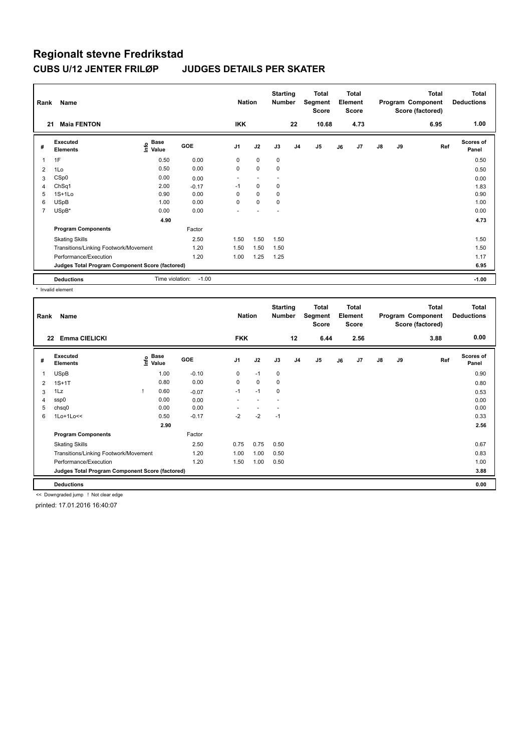# Regionalt stevne Fredrikstad

## CUBS U/12 JENTER FRILØP JUDGES DETAILS PER SKATER

| Rank | Name | Nation | Starting Number | Total Segment Score | Total Element Score | Total Program Component Score (factored) | Total Deductions |
|---|---|---|---|---|---|---|---|
| 21 | Maia FENTON | IKK | 22 | 10.68 | 4.73 | 6.95 | 1.00 |

| # | Executed Elements | Info | Base Value | GOE | J1 | J2 | J3 | J4 | J5 | J6 | J7 | J8 | J9 | Ref | Scores of Panel |
|---|---|---|---|---|---|---|---|---|---|---|---|---|---|---|---|
| 1 | 1F | | 0.50 | 0.00 | 0 | 0 | 0 | | | | | | | | 0.50 |
| 2 | 1Lo | | 0.50 | 0.00 | 0 | 0 | 0 | | | | | | | | 0.50 |
| 3 | CSp0 | | 0.00 | 0.00 | - | - | - | | | | | | | | 0.00 |
| 4 | ChSq1 | | 2.00 | -0.17 | -1 | 0 | 0 | | | | | | | | 1.83 |
| 5 | 1S+1Lo | | 0.90 | 0.00 | 0 | 0 | 0 | | | | | | | | 0.90 |
| 6 | USpB | | 1.00 | 0.00 | 0 | 0 | 0 | | | | | | | | 1.00 |
| 7 | USpB* | | 0.00 | 0.00 | - | - | - | | | | | | | | 0.00 |
| | | | 4.90 | | | | | | | | | | | | 4.73 |
| | **Program Components** | | | Factor | | | | | | | | | | | |
| | Skating Skills | | | 2.50 | 1.50 | 1.50 | 1.50 | | | | | | | | 1.50 |
| | Transitions/Linking Footwork/Movement | | | 1.20 | 1.50 | 1.50 | 1.50 | | | | | | | | 1.50 |
| | Performance/Execution | | | 1.20 | 1.00 | 1.25 | 1.25 | | | | | | | | 1.17 |
| | **Judges Total Program Component Score (factored)** | | | | | | | | | | | | | | 6.95 |
| | **Deductions** | | Time violation: | -1.00 | | | | | | | | | | | -1.00 |

\* Invalid element

| Rank | Name | Nation | Starting Number | Total Segment Score | Total Element Score | Total Program Component Score (factored) | Total Deductions |
|---|---|---|---|---|---|---|---|
| 22 | Emma CIELICKI | FKK | 12 | 6.44 | 2.56 | 3.88 | 0.00 |

| # | Executed Elements | Info | Base Value | GOE | J1 | J2 | J3 | J4 | J5 | J6 | J7 | J8 | J9 | Ref | Scores of Panel |
|---|---|---|---|---|---|---|---|---|---|---|---|---|---|---|---|
| 1 | USpB | | 1.00 | -0.10 | 0 | -1 | 0 | | | | | | | | 0.90 |
| 2 | 1S+1T | | 0.80 | 0.00 | 0 | 0 | 0 | | | | | | | | 0.80 |
| 3 | 1Lz | ! | 0.60 | -0.07 | -1 | -1 | 0 | | | | | | | | 0.53 |
| 4 | ssp0 | | 0.00 | 0.00 | - | - | - | | | | | | | | 0.00 |
| 5 | chsq0 | | 0.00 | 0.00 | - | - | - | | | | | | | | 0.00 |
| 6 | 1Lo+1Lo<< | | 0.50 | -0.17 | -2 | -2 | -1 | | | | | | | | 0.33 |
| | | | 2.90 | | | | | | | | | | | | 2.56 |
| | **Program Components** | | | Factor | | | | | | | | | | | |
| | Skating Skills | | | 2.50 | 0.75 | 0.75 | 0.50 | | | | | | | | 0.67 |
| | Transitions/Linking Footwork/Movement | | | 1.20 | 1.00 | 1.00 | 0.50 | | | | | | | | 0.83 |
| | Performance/Execution | | | 1.20 | 1.50 | 1.00 | 0.50 | | | | | | | | 1.00 |
| | **Judges Total Program Component Score (factored)** | | | | | | | | | | | | | | 3.88 |
| | **Deductions** | | | | | | | | | | | | | | 0.00 |

<< Downgraded jump ! Not clear edge

printed: 17.01.2016 16:40:07